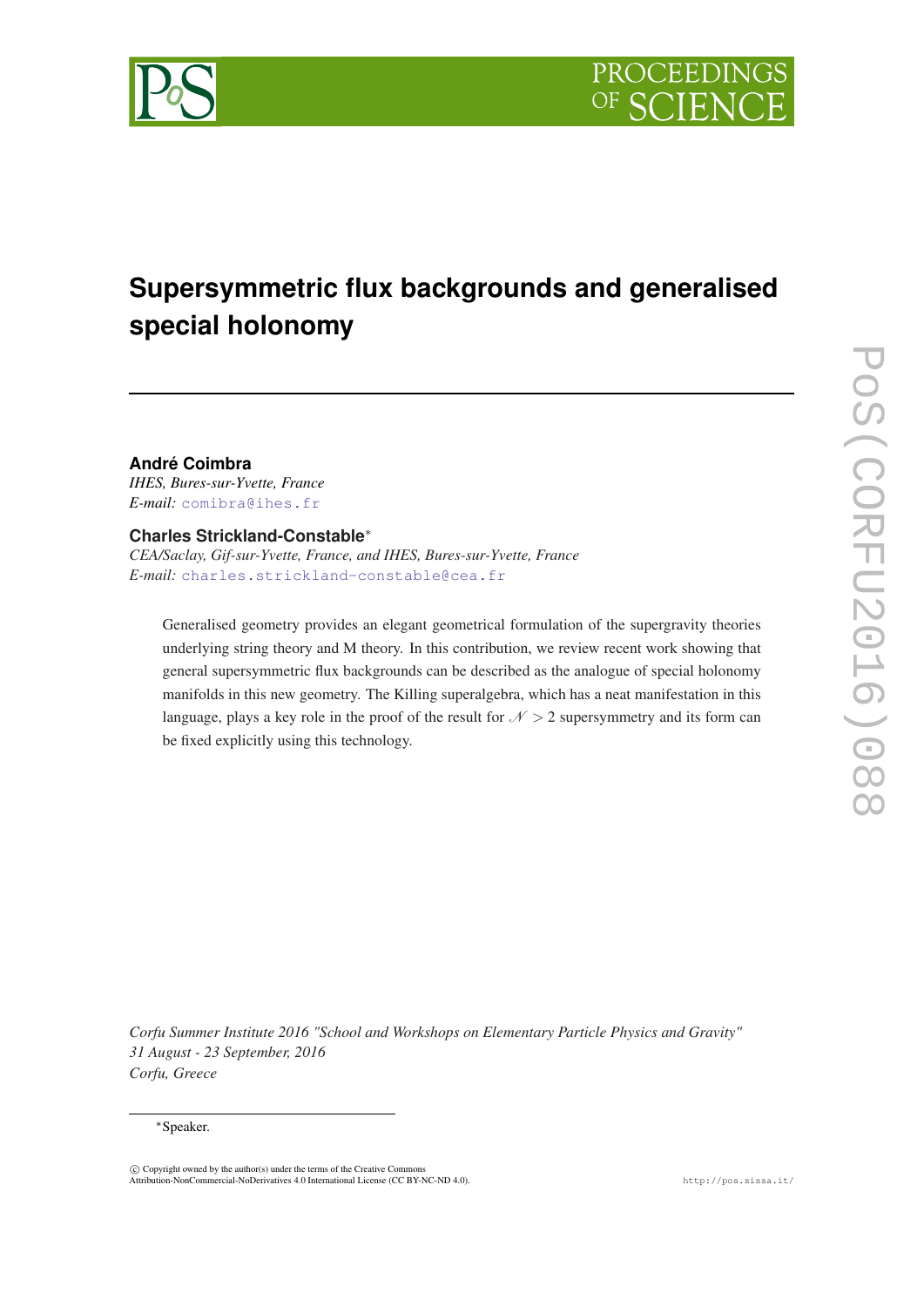# Supersymmetric flux backgrounds and generalised special holonomy

**André Coimbra**

*IHES, Bures-sur-Yvette, France*

*E-mail:* comibra@ihes.fr

**Charles Strickland-Constable***

*CEA/Saclay, Gif-sur-Yvette, France, and IHES, Bures-sur-Yvette, France*

*E-mail:* charles.strickland-constable@cea.fr

Generalised geometry provides an elegant geometrical formulation of the supergravity theories underlying string theory and M theory. In this contribution, we review recent work showing that general supersymmetric flux backgrounds can be described as the analogue of special holonomy manifolds in this new geometry. The Killing superalgebra, which has a neat manifestation in this language, plays a key role in the proof of the result for $\mathcal{N} > 2$ supersymmetry and its form can be fixed explicitly using this technology.

*Corfu Summer Institute 2016 "School and Workshops on Elementary Particle Physics and Gravity"*
*31 August - 23 September, 2016*
*Corfu, Greece*

*Speaker.

© Copyright owned by the author(s) under the terms of the Creative Commons Attribution-NonCommercial-NoDerivatives 4.0 International License (CC BY-NC-ND 4.0).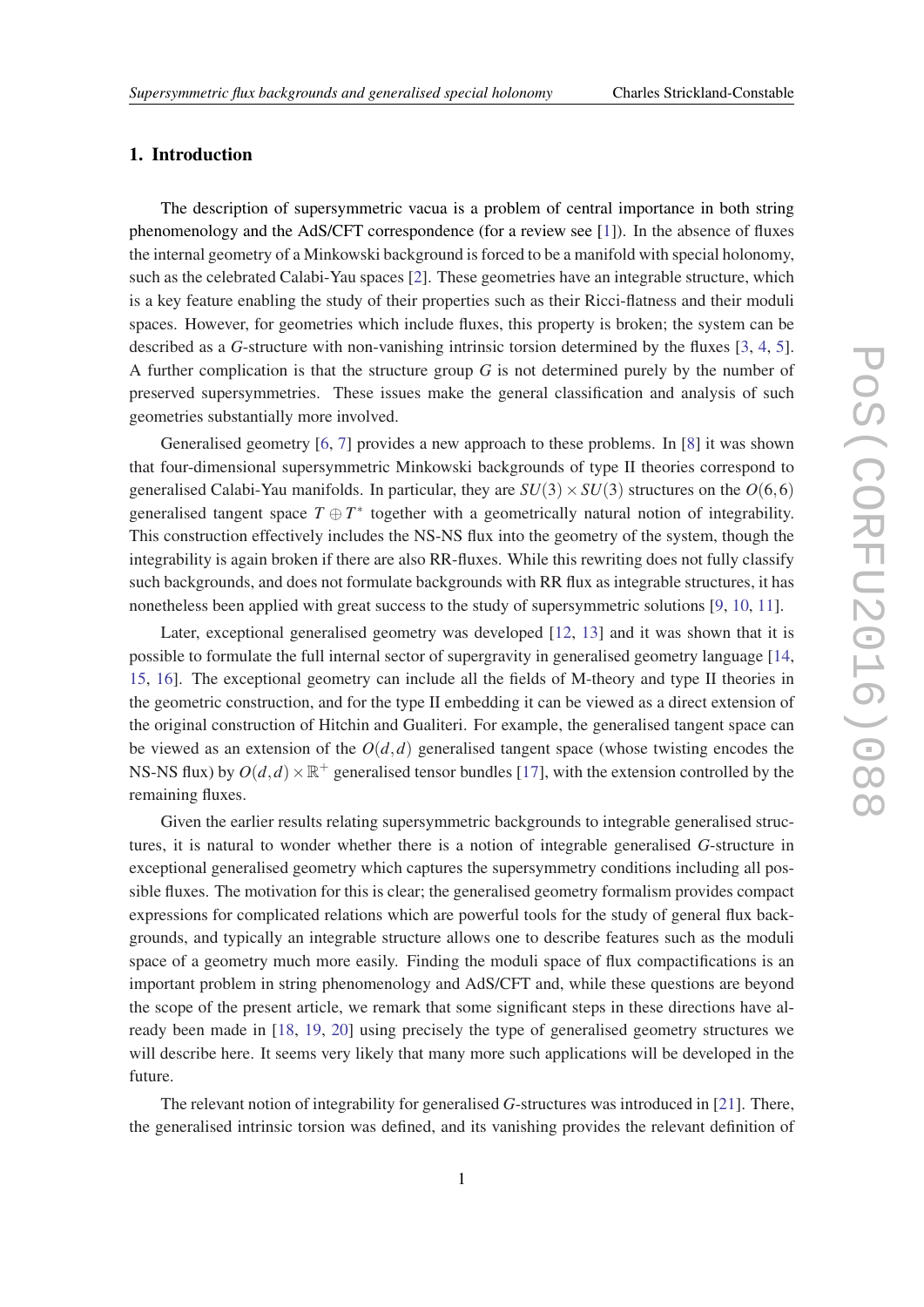## 1. Introduction

The description of supersymmetric vacua is a problem of central importance in both string phenomenology and the AdS/CFT correspondence (for a review see [1]). In the absence of fluxes the internal geometry of a Minkowski background is forced to be a manifold with special holonomy, such as the celebrated Calabi-Yau spaces [2]. These geometries have an integrable structure, which is a key feature enabling the study of their properties such as their Ricci-flatness and their moduli spaces. However, for geometries which include fluxes, this property is broken; the system can be described as a $G$-structure with non-vanishing intrinsic torsion determined by the fluxes [3, 4, 5]. A further complication is that the structure group $G$ is not determined purely by the number of preserved supersymmetries. These issues make the general classification and analysis of such geometries substantially more involved.

Generalised geometry [6, 7] provides a new approach to these problems. In [8] it was shown that four-dimensional supersymmetric Minkowski backgrounds of type II theories correspond to generalised Calabi-Yau manifolds. In particular, they are $SU(3) \times SU(3)$ structures on the $O(6,6)$ generalised tangent space $T \oplus T^*$ together with a geometrically natural notion of integrability. This construction effectively includes the NS-NS flux into the geometry of the system, though the integrability is again broken if there are also RR-fluxes. While this rewriting does not fully classify such backgrounds, and does not formulate backgrounds with RR flux as integrable structures, it has nonetheless been applied with great success to the study of supersymmetric solutions [9, 10, 11].

Later, exceptional generalised geometry was developed [12, 13] and it was shown that it is possible to formulate the full internal sector of supergravity in generalised geometry language [14, 15, 16]. The exceptional geometry can include all the fields of M-theory and type II theories in the geometric construction, and for the type II embedding it can be viewed as a direct extension of the original construction of Hitchin and Gualiteri. For example, the generalised tangent space can be viewed as an extension of the $O(d,d)$ generalised tangent space (whose twisting encodes the NS-NS flux) by $O(d,d) \times \mathbb{R}^+$ generalised tensor bundles [17], with the extension controlled by the remaining fluxes.

Given the earlier results relating supersymmetric backgrounds to integrable generalised structures, it is natural to wonder whether there is a notion of integrable generalised $G$-structure in exceptional generalised geometry which captures the supersymmetry conditions including all possible fluxes. The motivation for this is clear; the generalised geometry formalism provides compact expressions for complicated relations which are powerful tools for the study of general flux backgrounds, and typically an integrable structure allows one to describe features such as the moduli space of a geometry much more easily. Finding the moduli space of flux compactifications is an important problem in string phenomenology and AdS/CFT and, while these questions are beyond the scope of the present article, we remark that some significant steps in these directions have already been made in [18, 19, 20] using precisely the type of generalised geometry structures we will describe here. It seems very likely that many more such applications will be developed in the future.

The relevant notion of integrability for generalised $G$-structures was introduced in [21]. There, the generalised intrinsic torsion was defined, and its vanishing provides the relevant definition of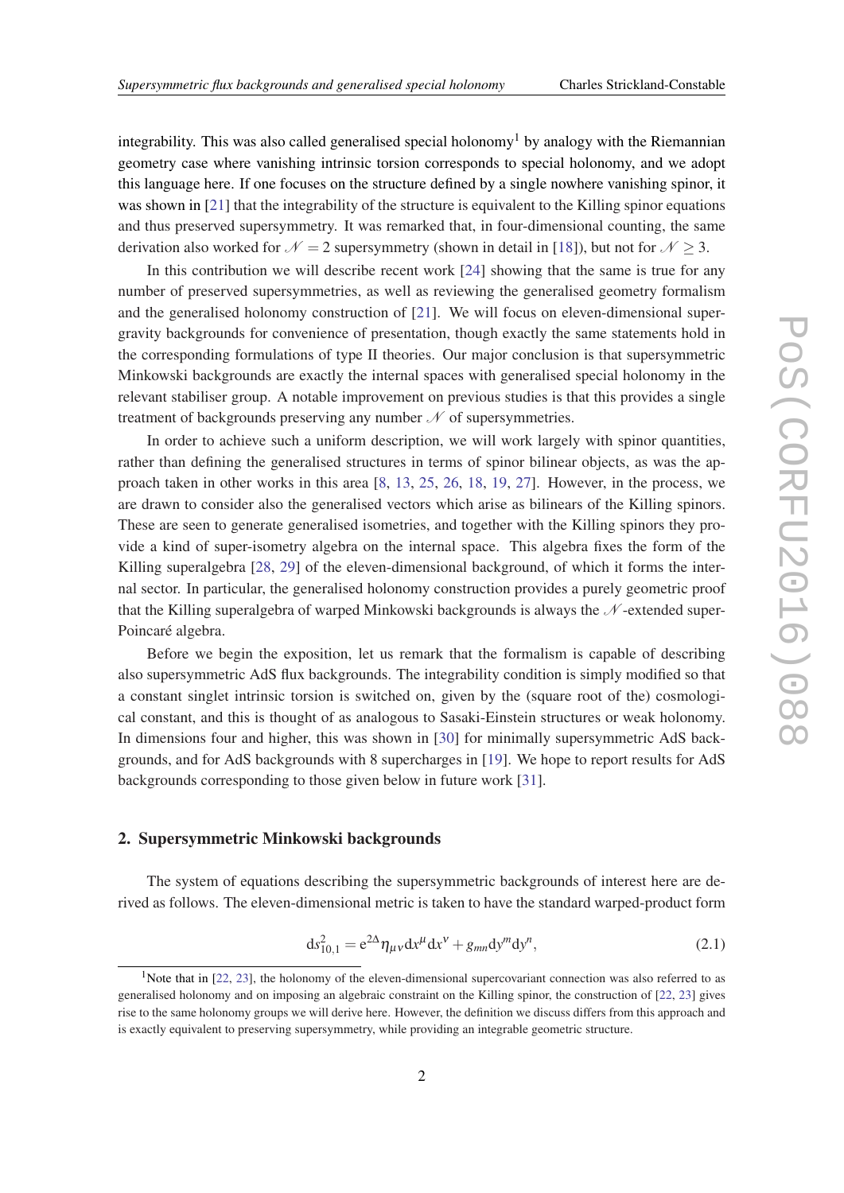integrability. This was also called generalised special holonomy[1] by analogy with the Riemannian geometry case where vanishing intrinsic torsion corresponds to special holonomy, and we adopt this language here. If one focuses on the structure defined by a single nowhere vanishing spinor, it was shown in [21] that the integrability of the structure is equivalent to the Killing spinor equations and thus preserved supersymmetry. It was remarked that, in four-dimensional counting, the same derivation also worked for $\mathcal{N}=2$ supersymmetry (shown in detail in [18]), but not for $\mathcal{N}\geq 3$.

In this contribution we will describe recent work [24] showing that the same is true for any number of preserved supersymmetries, as well as reviewing the generalised geometry formalism and the generalised holonomy construction of [21]. We will focus on eleven-dimensional supergravity backgrounds for convenience of presentation, though exactly the same statements hold in the corresponding formulations of type II theories. Our major conclusion is that supersymmetric Minkowski backgrounds are exactly the internal spaces with generalised special holonomy in the relevant stabiliser group. A notable improvement on previous studies is that this provides a single treatment of backgrounds preserving any number $\mathcal{N}$ of supersymmetries.

In order to achieve such a uniform description, we will work largely with spinor quantities, rather than defining the generalised structures in terms of spinor bilinear objects, as was the approach taken in other works in this area [8, 13, 25, 26, 18, 19, 27]. However, in the process, we are drawn to consider also the generalised vectors which arise as bilinears of the Killing spinors. These are seen to generate generalised isometries, and together with the Killing spinors they provide a kind of super-isometry algebra on the internal space. This algebra fixes the form of the Killing superalgebra [28, 29] of the eleven-dimensional background, of which it forms the internal sector. In particular, the generalised holonomy construction provides a purely geometric proof that the Killing superalgebra of warped Minkowski backgrounds is always the $\mathcal{N}$-extended super-Poincaré algebra.

Before we begin the exposition, let us remark that the formalism is capable of describing also supersymmetric AdS flux backgrounds. The integrability condition is simply modified so that a constant singlet intrinsic torsion is switched on, given by the (square root of the) cosmological constant, and this is thought of as analogous to Sasaki-Einstein structures or weak holonomy. In dimensions four and higher, this was shown in [30] for minimally supersymmetric AdS backgrounds, and for AdS backgrounds with 8 supercharges in [19]. We hope to report results for AdS backgrounds corresponding to those given below in future work [31].

## 2. Supersymmetric Minkowski backgrounds

The system of equations describing the supersymmetric backgrounds of interest here are derived as follows. The eleven-dimensional metric is taken to have the standard warped-product form

$$ds^2_{10,1} = e^{2\Delta}\eta_{\mu\nu}dx^\mu dx^\nu + g_{mn}dy^m dy^n, \tag{2.1}$$

[1] Note that in [22, 23], the holonomy of the eleven-dimensional supercovariant connection was also referred to as generalised holonomy and on imposing an algebraic constraint on the Killing spinor, the construction of [22, 23] gives rise to the same holonomy groups we will derive here. However, the definition we discuss differs from this approach and is exactly equivalent to preserving supersymmetry, while providing an integrable geometric structure.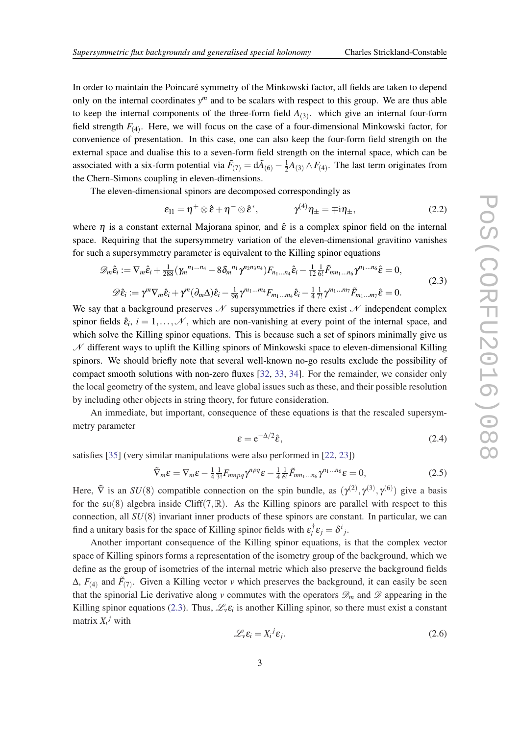In order to maintain the Poincaré symmetry of the Minkowski factor, all fields are taken to depend only on the internal coordinates $y^m$ and to be scalars with respect to this group. We are thus able to keep the internal components of the three-form field $A_{(3)}$. which give an internal four-form field strength $F_{(4)}$. Here, we will focus on the case of a four-dimensional Minkowski factor, for convenience of presentation. In this case, one can also keep the four-form field strength on the external space and dualise this to a seven-form field strength on the internal space, which can be associated with a six-form potential via $\tilde{F}_{(7)} = \mathrm{d}\tilde{A}_{(6)} - \frac{1}{2}A_{(3)} \wedge F_{(4)}$. The last term originates from the Chern-Simons coupling in eleven-dimensions.

The eleven-dimensional spinors are decomposed correspondingly as

$$
\varepsilon_{11} = \eta^{+} \otimes \hat{\varepsilon} + \eta^{-} \otimes \hat{\varepsilon}^{*}, \qquad \gamma^{(4)}\eta_{\pm} = \mp \mathrm{i}\eta_{\pm}, \tag{2.2}
$$

where $\eta$ is a constant external Majorana spinor, and $\hat{\varepsilon}$ is a complex spinor field on the internal space. Requiring that the supersymmetry variation of the eleven-dimensional gravitino vanishes for such a supersymmetry parameter is equivalent to the Killing spinor equations

$$
\begin{aligned}
\mathscr{D}_m \hat{\varepsilon}_i &:= \nabla_m \hat{\varepsilon}_i + \tfrac{1}{288}(\gamma_m{}^{n_1\ldots n_4} - 8\delta_m{}^{n_1}\gamma^{n_2 n_3 n_4})F_{n_1\ldots n_4}\hat{\varepsilon}_i - \tfrac{1}{12}\tfrac{1}{6!}\tilde{F}_{mn_1\ldots n_6}\gamma^{n_1\ldots n_6}\hat{\varepsilon} = 0, \\
\mathscr{D}\hat{\varepsilon}_i &:= \gamma^m \nabla_m \hat{\varepsilon}_i + \gamma^m(\partial_m \Delta)\hat{\varepsilon}_i - \tfrac{1}{96}\gamma^{m_1\ldots m_4}F_{m_1\ldots m_4}\hat{\varepsilon}_i - \tfrac{1}{4}\tfrac{1}{7!}\gamma^{m_1\ldots m_7}\tilde{F}_{m_1\ldots m_7}\hat{\varepsilon} = 0.
\end{aligned} \tag{2.3}
$$

We say that a background preserves $\mathscr{N}$ supersymmetries if there exist $\mathscr{N}$ independent complex spinor fields $\hat{\varepsilon}_i$, $i = 1, \ldots, \mathscr{N}$, which are non-vanishing at every point of the internal space, and which solve the Killing spinor equations. This is because such a set of spinors minimally give us $\mathscr{N}$ different ways to uplift the Killing spinors of Minkowski space to eleven-dimensional Killing spinors. We should briefly note that several well-known no-go results exclude the possibility of compact smooth solutions with non-zero fluxes [32, 33, 34]. For the remainder, we consider only the local geometry of the system, and leave global issues such as these, and their possible resolution by including other objects in string theory, for future consideration.

An immediate, but important, consequence of these equations is that the rescaled supersymmetry parameter

$$
\varepsilon = \mathrm{e}^{-\Delta/2}\hat{\varepsilon}, \tag{2.4}
$$

satisfies [35] (very similar manipulations were also performed in [22, 23])

$$
\tilde{\nabla}_m \varepsilon = \nabla_m \varepsilon - \tfrac{1}{4}\tfrac{1}{3!}F_{mnpq}\gamma^{npq}\varepsilon - \tfrac{1}{4}\tfrac{1}{6!}\tilde{F}_{mn_1\ldots n_6}\gamma^{n_1\ldots n_6}\varepsilon = 0, \tag{2.5}
$$

Here, $\tilde{\nabla}$ is an $SU(8)$ compatible connection on the spin bundle, as $(\gamma^{(2)}, \gamma^{(3)}, \gamma^{(6)})$ give a basis for the $\mathfrak{su}(8)$ algebra inside $\mathrm{Cliff}(7,\mathbb{R})$. As the Killing spinors are parallel with respect to this connection, all $SU(8)$ invariant inner products of these spinors are constant. In particular, we can find a unitary basis for the space of Killing spinor fields with $\varepsilon_i^{\dagger}\varepsilon_j = \delta^i{}_j$.

Another important consequence of the Killing spinor equations, is that the complex vector space of Killing spinors forms a representation of the isometry group of the background, which we define as the group of isometries of the internal metric which also preserve the background fields $\Delta$, $F_{(4)}$ and $\tilde{F}_{(7)}$. Given a Killing vector $v$ which preserves the background, it can easily be seen that the spinorial Lie derivative along $v$ commutes with the operators $\mathscr{D}_m$ and $\mathscr{D}$ appearing in the Killing spinor equations (2.3). Thus, $\mathscr{L}_v \varepsilon_i$ is another Killing spinor, so there must exist a constant matrix $X_i{}^j$ with

$$
\mathscr{L}_v \varepsilon_i = X_i{}^j \varepsilon_j. \tag{2.6}
$$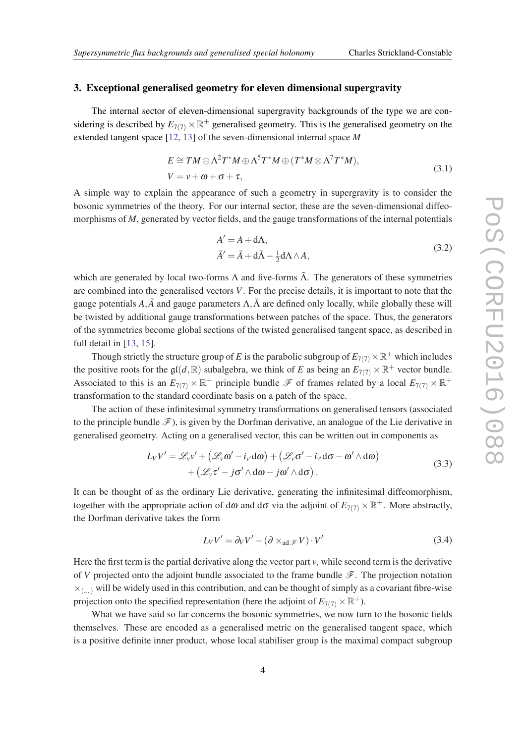## 3. Exceptional generalised geometry for eleven dimensional supergravity

The internal sector of eleven-dimensional supergravity backgrounds of the type we are considering is described by $E_{7(7)} \times \mathbb{R}^+$ generalised geometry. This is the generalised geometry on the extended tangent space [12, 13] of the seven-dimensional internal space $M$

$$
\begin{aligned}
E &\cong TM \oplus \Lambda^2 T^*M \oplus \Lambda^5 T^*M \oplus (T^*M \otimes \Lambda^7 T^*M), \\
V &= v + \omega + \sigma + \tau,
\end{aligned}
\tag{3.1}
$$

A simple way to explain the appearance of such a geometry in supergravity is to consider the bosonic symmetries of the theory. For our internal sector, these are the seven-dimensional diffeomorphisms of $M$, generated by vector fields, and the gauge transformations of the internal potentials

$$
\begin{aligned}
A' &= A + \mathrm{d}\Lambda, \\
\tilde{A}' &= \tilde{A} + \mathrm{d}\tilde{\Lambda} - \tfrac{1}{2}\mathrm{d}\Lambda \wedge A,
\end{aligned}
\tag{3.2}
$$

which are generated by local two-forms $\Lambda$ and five-forms $\tilde{\Lambda}$. The generators of these symmetries are combined into the generalised vectors $V$. For the precise details, it is important to note that the gauge potentials $A, \tilde{A}$ and gauge parameters $\Lambda, \tilde{\Lambda}$ are defined only locally, while globally these will be twisted by additional gauge transformations between patches of the space. Thus, the generators of the symmetries become global sections of the twisted generalised tangent space, as described in full detail in [13, 15].

Though strictly the structure group of $E$ is the parabolic subgroup of $E_{7(7)} \times \mathbb{R}^+$ which includes the positive roots for the $\mathfrak{gl}(d,\mathbb{R})$ subalgebra, we think of $E$ as being an $E_{7(7)} \times \mathbb{R}^+$ vector bundle. Associated to this is an $E_{7(7)} \times \mathbb{R}^+$ principle bundle $\mathscr{F}$ of frames related by a local $E_{7(7)} \times \mathbb{R}^+$ transformation to the standard coordinate basis on a patch of the space.

The action of these infinitesimal symmetry transformations on generalised tensors (associated to the principle bundle $\mathscr{F}$), is given by the Dorfman derivative, an analogue of the Lie derivative in generalised geometry. Acting on a generalised vector, this can be written out in components as

$$
\begin{aligned}
L_V V' = \mathscr{L}_v v' &+ \left(\mathscr{L}_v \omega' - i_{v'} \mathrm{d}\omega\right) + \left(\mathscr{L}_v \sigma' - i_{v'} \mathrm{d}\sigma - \omega' \wedge \mathrm{d}\omega\right) \\
&+ \left(\mathscr{L}_v \tau' - j\sigma' \wedge \mathrm{d}\omega - j\omega' \wedge \mathrm{d}\sigma\right).
\end{aligned}
\tag{3.3}
$$

It can be thought of as the ordinary Lie derivative, generating the infinitesimal diffeomorphism, together with the appropriate action of $\mathrm{d}\omega$ and $\mathrm{d}\sigma$ via the adjoint of $E_{7(7)} \times \mathbb{R}^+$. More abstractly, the Dorfman derivative takes the form

$$
L_V V' = \partial_V V' - (\partial \times_{\mathrm{ad}\,\mathscr{F}} V) \cdot V'
\tag{3.4}
$$

Here the first term is the partial derivative along the vector part $v$, while second term is the derivative of $V$ projected onto the adjoint bundle associated to the frame bundle $\mathscr{F}$. The projection notation $\times_{(\dots)}$ will be widely used in this contribution, and can be thought of simply as a covariant fibre-wise projection onto the specified representation (here the adjoint of $E_{7(7)} \times \mathbb{R}^+$).

What we have said so far concerns the bosonic symmetries, we now turn to the bosonic fields themselves. These are encoded as a generalised metric on the generalised tangent space, which is a positive definite inner product, whose local stabiliser group is the maximal compact subgroup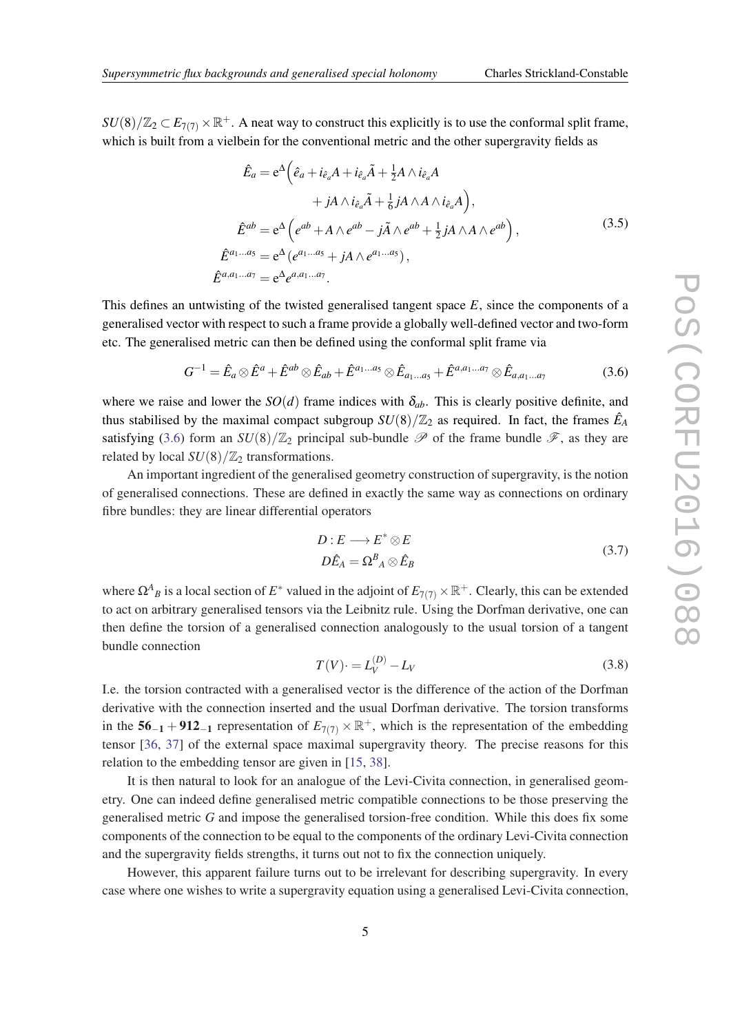$SU(8)/\mathbb{Z}_2 \subset E_{7(7)} \times \mathbb{R}^+$. A neat way to construct this explicitly is to use the conformal split frame, which is built from a vielbein for the conventional metric and the other supergravity fields as

$$
\begin{aligned}
\hat{E}_a &= \mathrm{e}^{\Delta}\Big(\hat{e}_a + i_{\hat{e}_a}A + i_{\hat{e}_a}\tilde{A} + \tfrac{1}{2}A \wedge i_{\hat{e}_a}A \\
&\qquad\qquad + jA \wedge i_{\hat{e}_a}\tilde{A} + \tfrac{1}{6}jA \wedge A \wedge i_{\hat{e}_a}A\Big), \\
\hat{E}^{ab} &= \mathrm{e}^{\Delta}\left(e^{ab} + A \wedge e^{ab} - j\tilde{A} \wedge e^{ab} + \tfrac{1}{2}jA \wedge A \wedge e^{ab}\right), \\
\hat{E}^{a_1\dots a_5} &= \mathrm{e}^{\Delta}\left(e^{a_1\dots a_5} + jA \wedge e^{a_1\dots a_5}\right), \\
\hat{E}^{a,a_1\dots a_7} &= \mathrm{e}^{\Delta}e^{a,a_1\dots a_7}.
\end{aligned}
\tag{3.5}
$$

This defines an untwisting of the twisted generalised tangent space $E$, since the components of a generalised vector with respect to such a frame provide a globally well-defined vector and two-form etc. The generalised metric can then be defined using the conformal split frame via

$$
G^{-1} = \hat{E}_a \otimes \hat{E}^a + \hat{E}^{ab} \otimes \hat{E}_{ab} + \hat{E}^{a_1\dots a_5} \otimes \hat{E}_{a_1\dots a_5} + \hat{E}^{a,a_1\dots a_7} \otimes \hat{E}_{a,a_1\dots a_7} \tag{3.6}
$$

where we raise and lower the $SO(d)$ frame indices with $\delta_{ab}$. This is clearly positive definite, and thus stabilised by the maximal compact subgroup $SU(8)/\mathbb{Z}_2$ as required. In fact, the frames $\hat{E}_A$ satisfying (3.6) form an $SU(8)/\mathbb{Z}_2$ principal sub-bundle $\mathscr{P}$ of the frame bundle $\mathscr{F}$, as they are related by local $SU(8)/\mathbb{Z}_2$ transformations.

An important ingredient of the generalised geometry construction of supergravity, is the notion of generalised connections. These are defined in exactly the same way as connections on ordinary fibre bundles: they are linear differential operators

$$
\begin{aligned}
D &: E \longrightarrow E^* \otimes E \\
D\hat{E}_A &= \Omega^B{}_A \otimes \hat{E}_B
\end{aligned}
\tag{3.7}
$$

where $\Omega^A{}_B$ is a local section of $E^*$ valued in the adjoint of $E_{7(7)} \times \mathbb{R}^+$. Clearly, this can be extended to act on arbitrary generalised tensors via the Leibniz rule. Using the Dorfman derivative, one can then define the torsion of a generalised connection analogously to the usual torsion of a tangent bundle connection

$$
T(V)\cdot = L_V^{(D)} - L_V \tag{3.8}
$$

I.e. the torsion contracted with a generalised vector is the difference of the action of the Dorfman derivative with the connection inserted and the usual Dorfman derivative. The torsion transforms in the $\mathbf{56_{-1}} + \mathbf{912_{-1}}$ representation of $E_{7(7)} \times \mathbb{R}^+$, which is the representation of the embedding tensor [36, 37] of the external space maximal supergravity theory. The precise reasons for this relation to the embedding tensor are given in [15, 38].

It is then natural to look for an analogue of the Levi-Civita connection, in generalised geometry. One can indeed define generalised metric compatible connections to be those preserving the generalised metric $G$ and impose the generalised torsion-free condition. While this does fix some components of the connection to be equal to the components of the ordinary Levi-Civita connection and the supergravity fields strengths, it turns out not to fix the connection uniquely.

However, this apparent failure turns out to be irrelevant for describing supergravity. In every case where one wishes to write a supergravity equation using a generalised Levi-Civita connection,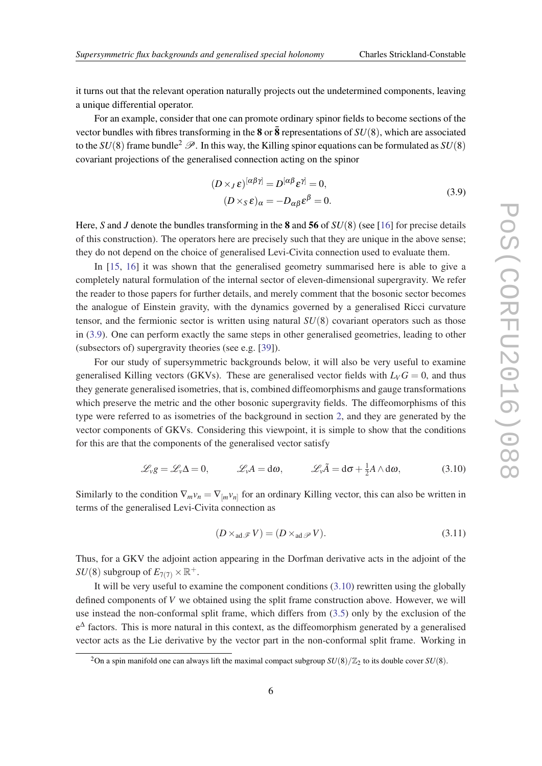it turns out that the relevant operation naturally projects out the undetermined components, leaving a unique differential operator.

For an example, consider that one can promote ordinary spinor fields to become sections of the vector bundles with fibres transforming in the **8** or $\bar{\mathbf{8}}$ representations of $SU(8)$, which are associated to the $SU(8)$ frame bundle[2] $\mathscr{P}$. In this way, the Killing spinor equations can be formulated as $SU(8)$ covariant projections of the generalised connection acting on the spinor

$$
\begin{aligned}
(D \times_J \varepsilon)^{[\alpha\beta\gamma]} &= D^{[\alpha\beta}\varepsilon^{\gamma]} = 0, \\
(D \times_S \varepsilon)_\alpha &= -D_{\alpha\beta}\varepsilon^\beta = 0.
\end{aligned}
\tag{3.9}
$$

Here, $S$ and $J$ denote the bundles transforming in the **8** and **56** of $SU(8)$ (see [16] for precise details of this construction). The operators here are precisely such that they are unique in the above sense; they do not depend on the choice of generalised Levi-Civita connection used to evaluate them.

In [15, 16] it was shown that the generalised geometry summarised here is able to give a completely natural formulation of the internal sector of eleven-dimensional supergravity. We refer the reader to those papers for further details, and merely comment that the bosonic sector becomes the analogue of Einstein gravity, with the dynamics governed by a generalised Ricci curvature tensor, and the fermionic sector is written using natural $SU(8)$ covariant operators such as those in (3.9). One can perform exactly the same steps in other generalised geometries, leading to other (subsectors of) supergravity theories (see e.g. [39]).

For our study of supersymmetric backgrounds below, it will also be very useful to examine generalised Killing vectors (GKVs). These are generalised vector fields with $L_V G = 0$, and thus they generate generalised isometries, that is, combined diffeomorphisms and gauge transformations which preserve the metric and the other bosonic supergravity fields. The diffeomorphisms of this type were referred to as isometries of the background in section 2, and they are generated by the vector components of GKVs. Considering this viewpoint, it is simple to show that the conditions for this are that the components of the generalised vector satisfy

$$
\mathscr{L}_v g = \mathscr{L}_v \Delta = 0, \qquad \mathscr{L}_v A = \mathrm{d}\omega, \qquad \mathscr{L}_v \tilde{A} = \mathrm{d}\sigma + \tfrac{1}{2} A \wedge \mathrm{d}\omega,
\tag{3.10}
$$

Similarly to the condition $\nabla_m v_n = \nabla_{[m} v_{n]}$ for an ordinary Killing vector, this can also be written in terms of the generalised Levi-Civita connection as

$$
(D \times_{\mathrm{ad}\,\mathscr{F}} V) = (D \times_{\mathrm{ad}\,\mathscr{P}} V).
\tag{3.11}
$$

Thus, for a GKV the adjoint action appearing in the Dorfman derivative acts in the adjoint of the $SU(8)$ subgroup of $E_{7(7)} \times \mathbb{R}^+$.

It will be very useful to examine the component conditions (3.10) rewritten using the globally defined components of $V$ we obtained using the split frame construction above. However, we will use instead the non-conformal split frame, which differs from (3.5) only by the exclusion of the $\mathrm{e}^\Delta$ factors. This is more natural in this context, as the diffeomorphism generated by a generalised vector acts as the Lie derivative by the vector part in the non-conformal split frame. Working in

[2] On a spin manifold one can always lift the maximal compact subgroup $SU(8)/\mathbb{Z}_2$ to its double cover $SU(8)$.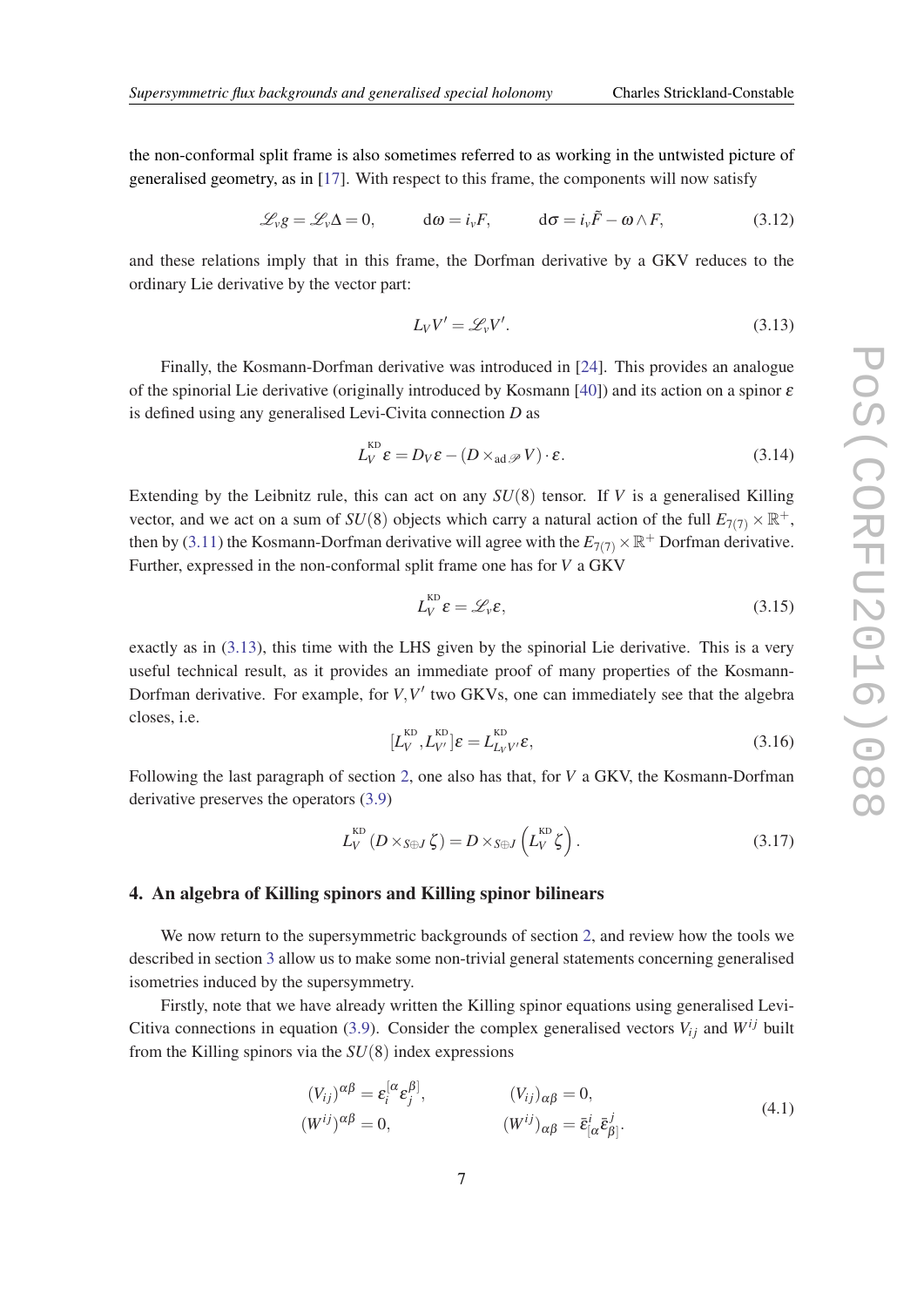the non-conformal split frame is also sometimes referred to as working in the untwisted picture of generalised geometry, as in [17]. With respect to this frame, the components will now satisfy

$$\mathscr{L}_v g = \mathscr{L}_v \Delta = 0, \qquad \mathrm{d}\omega = i_v F, \qquad \mathrm{d}\sigma = i_v \tilde{F} - \omega \wedge F, \tag{3.12}$$

and these relations imply that in this frame, the Dorfman derivative by a GKV reduces to the ordinary Lie derivative by the vector part:

$$L_V V' = \mathscr{L}_v V'. \tag{3.13}$$

Finally, the Kosmann-Dorfman derivative was introduced in [24]. This provides an analogue of the spinorial Lie derivative (originally introduced by Kosmann [40]) and its action on a spinor $\varepsilon$ is defined using any generalised Levi-Civita connection $D$ as

$$\overset{\text{KD}}{L_V} \varepsilon = D_V \varepsilon - (D \times_{\mathrm{ad}\,\mathscr{P}} V) \cdot \varepsilon. \tag{3.14}$$

Extending by the Leibnitz rule, this can act on any $SU(8)$ tensor. If $V$ is a generalised Killing vector, and we act on a sum of $SU(8)$ objects which carry a natural action of the full $E_{7(7)} \times \mathbb{R}^+$, then by (3.11) the Kosmann-Dorfman derivative will agree with the $E_{7(7)} \times \mathbb{R}^+$ Dorfman derivative. Further, expressed in the non-conformal split frame one has for $V$ a GKV

$$\overset{\text{KD}}{L_V} \varepsilon = \mathscr{L}_v \varepsilon, \tag{3.15}$$

exactly as in (3.13), this time with the LHS given by the spinorial Lie derivative. This is a very useful technical result, as it provides an immediate proof of many properties of the Kosmann-Dorfman derivative. For example, for $V, V'$ two GKVs, one can immediately see that the algebra closes, i.e.

$$[\overset{\text{KD}}{L_V}, \overset{\text{KD}}{L_{V'}}]\varepsilon = \overset{\text{KD}}{L_{L_V V'}} \varepsilon, \tag{3.16}$$

Following the last paragraph of section 2, one also has that, for $V$ a GKV, the Kosmann-Dorfman derivative preserves the operators (3.9)

$$\overset{\text{KD}}{L_V} (D \times_{S \oplus J} \zeta) = D \times_{S \oplus J} \left( \overset{\text{KD}}{L_V} \zeta \right). \tag{3.17}$$

## 4. An algebra of Killing spinors and Killing spinor bilinears

We now return to the supersymmetric backgrounds of section 2, and review how the tools we described in section 3 allow us to make some non-trivial general statements concerning generalised isometries induced by the supersymmetry.

Firstly, note that we have already written the Killing spinor equations using generalised Levi-Citiva connections in equation (3.9). Consider the complex generalised vectors $V_{ij}$ and $W^{ij}$ built from the Killing spinors via the $SU(8)$ index expressions

$$\begin{aligned} (V_{ij})^{\alpha\beta} &= \varepsilon_i^{[\alpha} \varepsilon_j^{\beta]}, & (V_{ij})_{\alpha\beta} &= 0, \\ (W^{ij})^{\alpha\beta} &= 0, & (W^{ij})_{\alpha\beta} &= \bar{\varepsilon}^i_{[\alpha} \bar{\varepsilon}^j_{\beta]}. \end{aligned} \tag{4.1}$$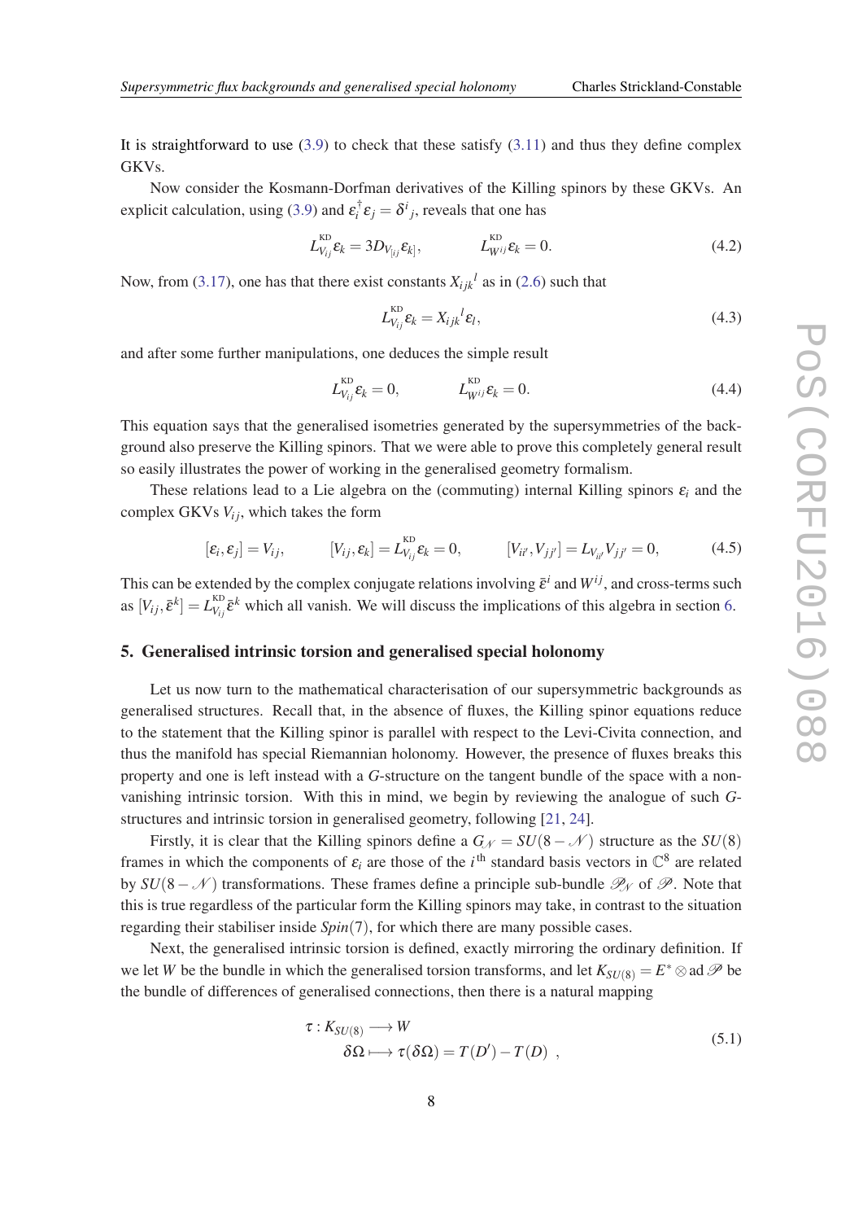It is straightforward to use (3.9) to check that these satisfy (3.11) and thus they define complex GKVs.

Now consider the Kosmann-Dorfman derivatives of the Killing spinors by these GKVs. An explicit calculation, using (3.9) and $\varepsilon_i^\dagger \varepsilon_j = \delta^i{}_j$, reveals that one has

$$L^{\text{KD}}_{V_{ij}} \varepsilon_k = 3 D_{V_{[ij}} \varepsilon_{k]}, \qquad L^{\text{KD}}_{W^{ij}} \varepsilon_k = 0. \tag{4.2}$$

Now, from (3.17), one has that there exist constants $X_{ijk}{}^l$ as in (2.6) such that

$$L^{\text{KD}}_{V_{ij}} \varepsilon_k = X_{ijk}{}^l \varepsilon_l, \tag{4.3}$$

and after some further manipulations, one deduces the simple result

$$L^{\text{KD}}_{V_{ij}} \varepsilon_k = 0, \qquad L^{\text{KD}}_{W^{ij}} \varepsilon_k = 0. \tag{4.4}$$

This equation says that the generalised isometries generated by the supersymmetries of the background also preserve the Killing spinors. That we were able to prove this completely general result so easily illustrates the power of working in the generalised geometry formalism.

These relations lead to a Lie algebra on the (commuting) internal Killing spinors $\varepsilon_i$ and the complex GKVs $V_{ij}$, which takes the form

$$[\varepsilon_i, \varepsilon_j] = V_{ij}, \qquad [V_{ij}, \varepsilon_k] = L^{\text{KD}}_{V_{ij}} \varepsilon_k = 0, \qquad [V_{ii'}, V_{jj'}] = L_{V_{ii'}} V_{jj'} = 0, \tag{4.5}$$

This can be extended by the complex conjugate relations involving $\bar{\varepsilon}^i$ and $W^{ij}$, and cross-terms such as $[V_{ij}, \bar{\varepsilon}^k] = L^{\text{KD}}_{V_{ij}} \bar{\varepsilon}^k$ which all vanish. We will discuss the implications of this algebra in section 6.

## 5. Generalised intrinsic torsion and generalised special holonomy

Let us now turn to the mathematical characterisation of our supersymmetric backgrounds as generalised structures. Recall that, in the absence of fluxes, the Killing spinor equations reduce to the statement that the Killing spinor is parallel with respect to the Levi-Civita connection, and thus the manifold has special Riemannian holonomy. However, the presence of fluxes breaks this property and one is left instead with a $G$-structure on the tangent bundle of the space with a non-vanishing intrinsic torsion. With this in mind, we begin by reviewing the analogue of such $G$-structures and intrinsic torsion in generalised geometry, following [21, 24].

Firstly, it is clear that the Killing spinors define a $G_{\mathcal{N}} = SU(8-\mathcal{N})$ structure as the $SU(8)$ frames in which the components of $\varepsilon_i$ are those of the $i^{\text{th}}$ standard basis vectors in $\mathbb{C}^8$ are related by $SU(8-\mathcal{N})$ transformations. These frames define a principle sub-bundle $\mathscr{P}_{\mathcal{N}}$ of $\mathscr{P}$. Note that this is true regardless of the particular form the Killing spinors may take, in contrast to the situation regarding their stabiliser inside $Spin(7)$, for which there are many possible cases.

Next, the generalised intrinsic torsion is defined, exactly mirroring the ordinary definition. If we let $W$ be the bundle in which the generalised torsion transforms, and let $K_{SU(8)} = E^* \otimes \text{ad}\,\mathscr{P}$ be the bundle of differences of generalised connections, then there is a natural mapping

$$\begin{aligned} \tau : K_{SU(8)} &\longrightarrow W \\ \delta\Omega &\longmapsto \tau(\delta\Omega) = T(D') - T(D) \ , \end{aligned} \tag{5.1}$$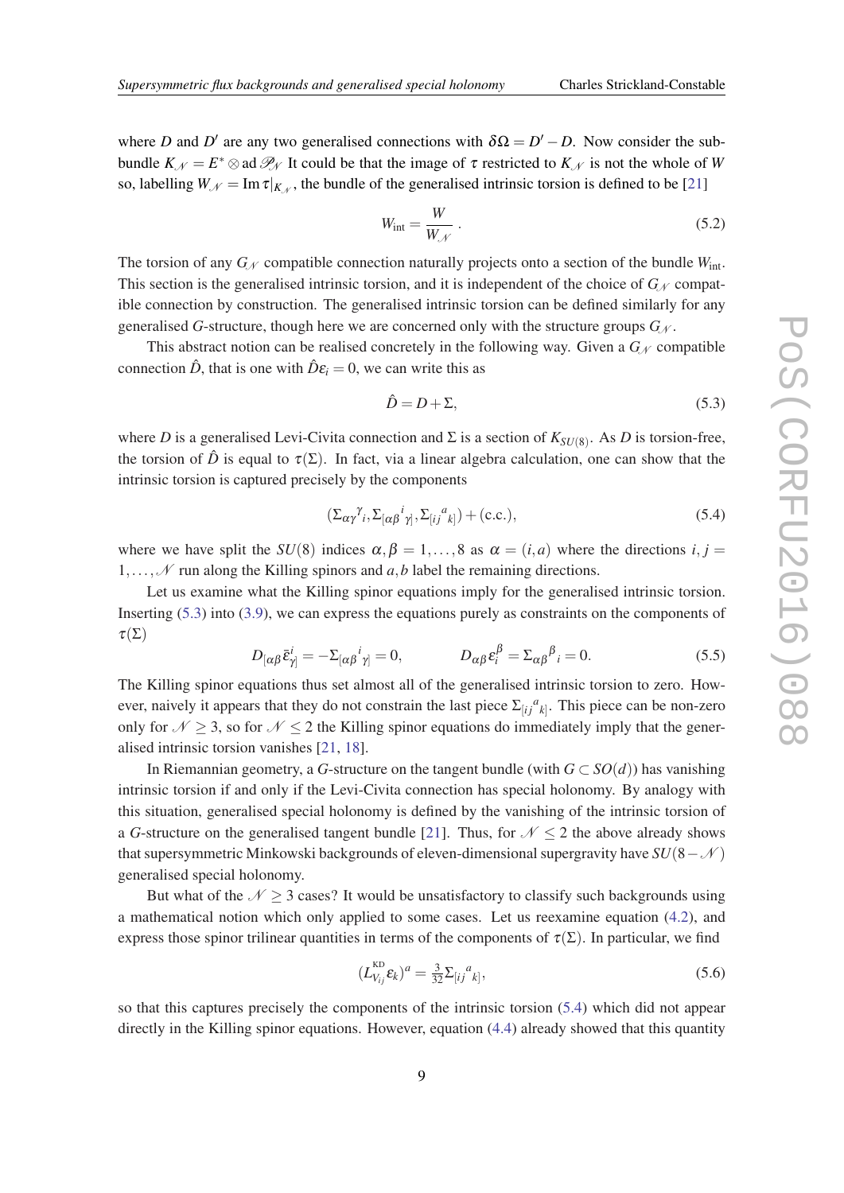where $D$ and $D'$ are any two generalised connections with $\delta\Omega = D' - D$. Now consider the sub-bundle $K_{\mathcal{N}} = E^* \otimes \mathrm{ad}\,\mathscr{P}_{\mathcal{N}}$ It could be that the image of $\tau$ restricted to $K_{\mathcal{N}}$ is not the whole of $W$ so, labelling $W_{\mathcal{N}} = \mathrm{Im}\,\tau|_{K_{\mathcal{N}}}$, the bundle of the generalised intrinsic torsion is defined to be [21]

$$W_{\mathrm{int}} = \frac{W}{W_{\mathcal{N}}} \; . \tag{5.2}$$

The torsion of any $G_{\mathcal{N}}$ compatible connection naturally projects onto a section of the bundle $W_{\mathrm{int}}$. This section is the generalised intrinsic torsion, and it is independent of the choice of $G_{\mathcal{N}}$ compatible connection by construction. The generalised intrinsic torsion can be defined similarly for any generalised $G$-structure, though here we are concerned only with the structure groups $G_{\mathcal{N}}$.

This abstract notion can be realised concretely in the following way. Given a $G_{\mathcal{N}}$ compatible connection $\hat{D}$, that is one with $\hat{D}\varepsilon_i = 0$, we can write this as

$$\hat{D} = D + \Sigma, \tag{5.3}$$

where $D$ is a generalised Levi-Civita connection and $\Sigma$ is a section of $K_{SU(8)}$. As $D$ is torsion-free, the torsion of $\hat{D}$ is equal to $\tau(\Sigma)$. In fact, via a linear algebra calculation, one can show that the intrinsic torsion is captured precisely by the components

$$(\Sigma_{\alpha\gamma}{}^{\gamma}{}_i, \Sigma_{[\alpha\beta}{}^{i}{}_{\gamma]}, \Sigma_{[ij}{}^{a}{}_{k]}) + (\mathrm{c.c.}), \tag{5.4}$$

where we have split the $SU(8)$ indices $\alpha, \beta = 1, \ldots, 8$ as $\alpha = (i, a)$ where the directions $i, j = 1, \ldots, \mathcal{N}$ run along the Killing spinors and $a, b$ label the remaining directions.

Let us examine what the Killing spinor equations imply for the generalised intrinsic torsion. Inserting (5.3) into (3.9), we can express the equations purely as constraints on the components of $\tau(\Sigma)$

$$D_{[\alpha\beta}\bar{\varepsilon}^i_{\gamma]} = -\Sigma_{[\alpha\beta}{}^{i}{}_{\gamma]} = 0, \qquad D_{\alpha\beta}\varepsilon^{\beta}_i = \Sigma_{\alpha\beta}{}^{\beta}{}_i = 0. \tag{5.5}$$

The Killing spinor equations thus set almost all of the generalised intrinsic torsion to zero. However, naively it appears that they do not constrain the last piece $\Sigma_{[ij}{}^{a}{}_{k]}$. This piece can be non-zero only for $\mathcal{N} \geq 3$, so for $\mathcal{N} \leq 2$ the Killing spinor equations do immediately imply that the generalised intrinsic torsion vanishes [21, 18].

In Riemannian geometry, a $G$-structure on the tangent bundle (with $G \subset SO(d)$) has vanishing intrinsic torsion if and only if the Levi-Civita connection has special holonomy. By analogy with this situation, generalised special holonomy is defined by the vanishing of the intrinsic torsion of a $G$-structure on the generalised tangent bundle [21]. Thus, for $\mathcal{N} \leq 2$ the above already shows that supersymmetric Minkowski backgrounds of eleven-dimensional supergravity have $SU(8-\mathcal{N})$ generalised special holonomy.

But what of the $\mathcal{N} \geq 3$ cases? It would be unsatisfactory to classify such backgrounds using a mathematical notion which only applied to some cases. Let us reexamine equation (4.2), and express those spinor trilinear quantities in terms of the components of $\tau(\Sigma)$. In particular, we find

$$(L^{\mathrm{KD}}_{V_{ij}}\varepsilon_k)^a = \tfrac{3}{32}\Sigma_{[ij}{}^{a}{}_{k]}, \tag{5.6}$$

so that this captures precisely the components of the intrinsic torsion (5.4) which did not appear directly in the Killing spinor equations. However, equation (4.4) already showed that this quantity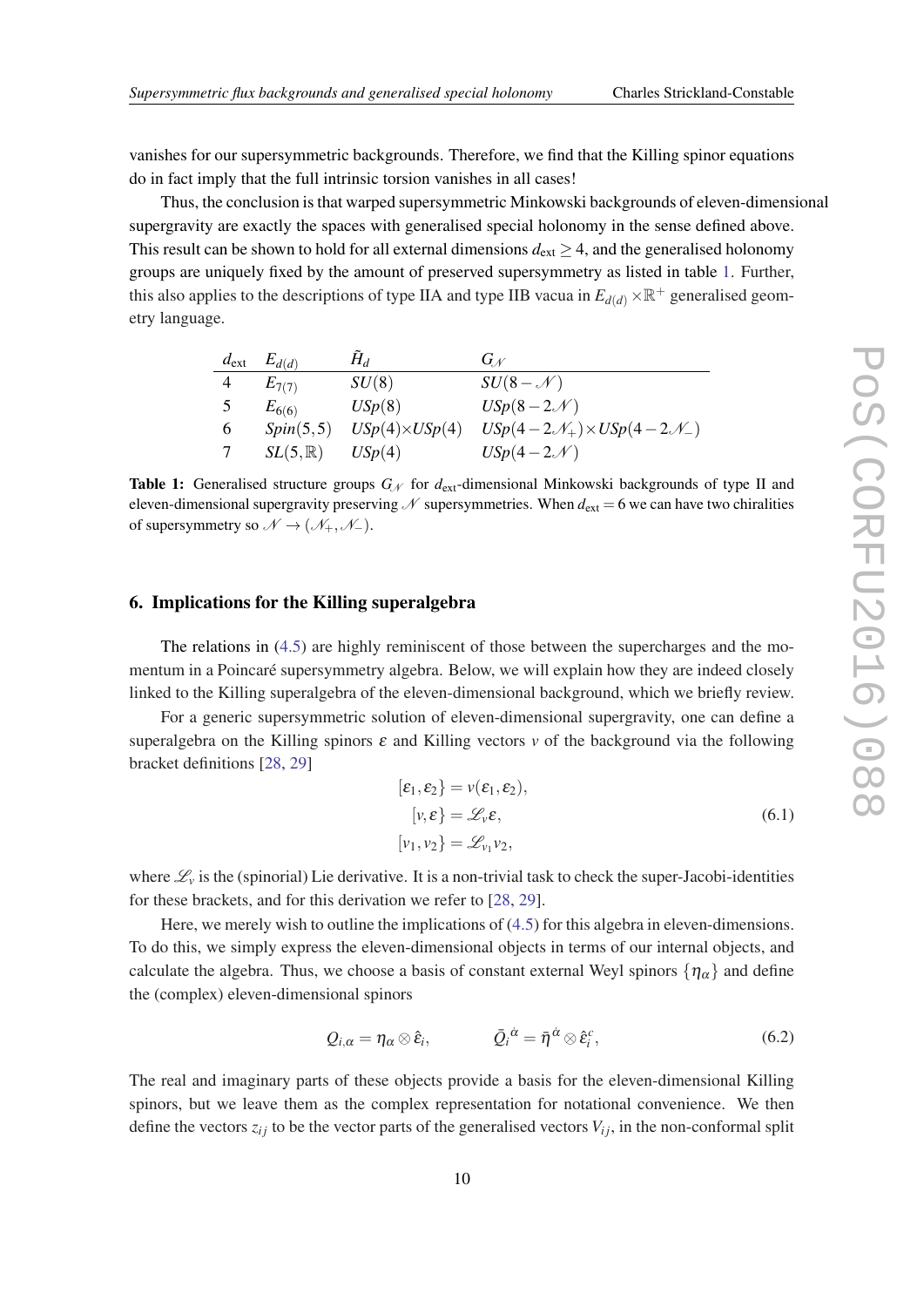vanishes for our supersymmetric backgrounds. Therefore, we find that the Killing spinor equations do in fact imply that the full intrinsic torsion vanishes in all cases!

Thus, the conclusion is that warped supersymmetric Minkowski backgrounds of eleven-dimensional supergravity are exactly the spaces with generalised special holonomy in the sense defined above. This result can be shown to hold for all external dimensions $d_{\text{ext}} \geq 4$, and the generalised holonomy groups are uniquely fixed by the amount of preserved supersymmetry as listed in table 1. Further, this also applies to the descriptions of type IIA and type IIB vacua in $E_{d(d)} \times \mathbb{R}^+$ generalised geometry language.

| $d_{\text{ext}}$ | $E_{d(d)}$ | $\tilde{H}_d$ | $G_{\mathcal{N}}$ |
|---|---|---|---|
| 4 | $E_{7(7)}$ | $SU(8)$ | $SU(8-\mathcal{N})$ |
| 5 | $E_{6(6)}$ | $USp(8)$ | $USp(8-2\mathcal{N})$ |
| 6 | $Spin(5,5)$ | $USp(4)\times USp(4)$ | $USp(4-2\mathcal{N}_+)\times USp(4-2\mathcal{N}_-)$ |
| 7 | $SL(5,\mathbb{R})$ | $USp(4)$ | $USp(4-2\mathcal{N})$ |

**Table 1:** Generalised structure groups $G_{\mathcal{N}}$ for $d_{\text{ext}}$-dimensional Minkowski backgrounds of type II and eleven-dimensional supergravity preserving $\mathcal{N}$ supersymmetries. When $d_{\text{ext}} = 6$ we can have two chiralities of supersymmetry so $\mathcal{N} \to (\mathcal{N}_+, \mathcal{N}_-)$.

## 6. Implications for the Killing superalgebra

The relations in (4.5) are highly reminiscent of those between the supercharges and the momentum in a Poincaré supersymmetry algebra. Below, we will explain how they are indeed closely linked to the Killing superalgebra of the eleven-dimensional background, which we briefly review.

For a generic supersymmetric solution of eleven-dimensional supergravity, one can define a superalgebra on the Killing spinors $\varepsilon$ and Killing vectors $v$ of the background via the following bracket definitions [28, 29]

$$
\begin{aligned}
[\varepsilon_1, \varepsilon_2\} &= v(\varepsilon_1, \varepsilon_2), \\
[v, \varepsilon\} &= \mathscr{L}_v \varepsilon, \\
[v_1, v_2\} &= \mathscr{L}_{v_1} v_2,
\end{aligned}
\tag{6.1}
$$

where $\mathscr{L}_v$ is the (spinorial) Lie derivative. It is a non-trivial task to check the super-Jacobi-identities for these brackets, and for this derivation we refer to [28, 29].

Here, we merely wish to outline the implications of (4.5) for this algebra in eleven-dimensions. To do this, we simply express the eleven-dimensional objects in terms of our internal objects, and calculate the algebra. Thus, we choose a basis of constant external Weyl spinors $\{\eta_\alpha\}$ and define the (complex) eleven-dimensional spinors

$$
Q_{i,\alpha} = \eta_\alpha \otimes \hat{\varepsilon}_i, \qquad \bar{Q}_i{}^{\dot{\alpha}} = \bar{\eta}^{\dot{\alpha}} \otimes \hat{\varepsilon}_i^c, \tag{6.2}
$$

The real and imaginary parts of these objects provide a basis for the eleven-dimensional Killing spinors, but we leave them as the complex representation for notational convenience. We then define the vectors $z_{ij}$ to be the vector parts of the generalised vectors $V_{ij}$, in the non-conformal split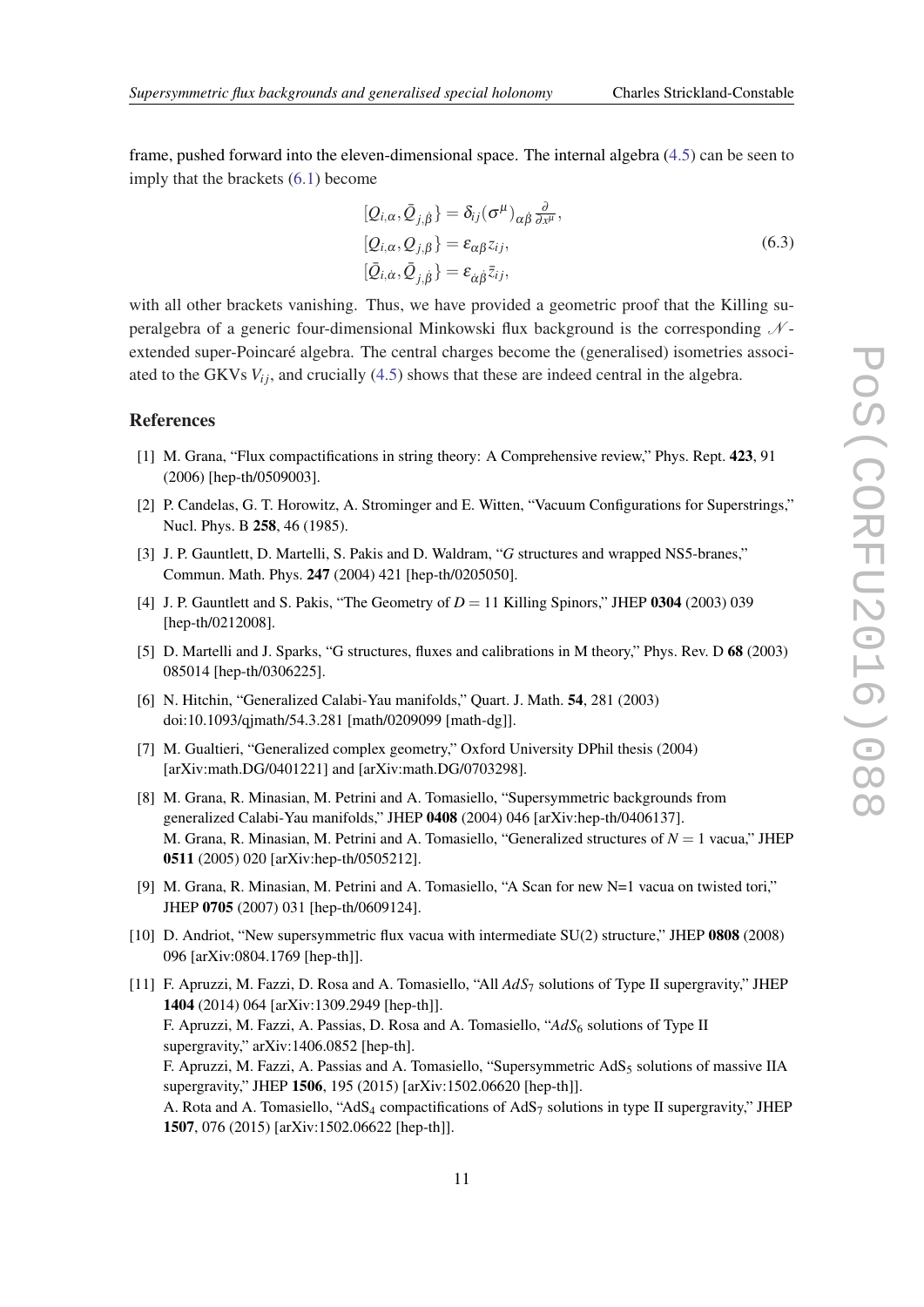frame, pushed forward into the eleven-dimensional space. The internal algebra (4.5) can be seen to imply that the brackets (6.1) become

$$
\begin{aligned}
\{Q_{i,\alpha}, \bar{Q}_{j,\dot{\beta}}\} &= \delta_{ij} (\sigma^\mu)_{\alpha\dot{\beta}} \tfrac{\partial}{\partial x^\mu}, \\
\{Q_{i,\alpha}, Q_{j,\beta}\} &= \varepsilon_{\alpha\beta} z_{ij}, \\
\{\bar{Q}_{i,\dot{\alpha}}, \bar{Q}_{j,\dot{\beta}}\} &= \varepsilon_{\dot{\alpha}\dot{\beta}} \bar{z}_{ij},
\end{aligned}
\tag{6.3}
$$

with all other brackets vanishing. Thus, we have provided a geometric proof that the Killing superalgebra of a generic four-dimensional Minkowski flux background is the corresponding $\mathcal{N}$-extended super-Poincaré algebra. The central charges become the (generalised) isometries associated to the GKVs $V_{ij}$, and crucially (4.5) shows that these are indeed central in the algebra.

## References

[1] M. Grana, "Flux compactifications in string theory: A Comprehensive review," Phys. Rept. **423**, 91 (2006) [hep-th/0509003].

[2] P. Candelas, G. T. Horowitz, A. Strominger and E. Witten, "Vacuum Configurations for Superstrings," Nucl. Phys. B **258**, 46 (1985).

[3] J. P. Gauntlett, D. Martelli, S. Pakis and D. Waldram, "*G* structures and wrapped NS5-branes," Commun. Math. Phys. **247** (2004) 421 [hep-th/0205050].

[4] J. P. Gauntlett and S. Pakis, "The Geometry of $D = 11$ Killing Spinors," JHEP **0304** (2003) 039 [hep-th/0212008].

[5] D. Martelli and J. Sparks, "G structures, fluxes and calibrations in M theory," Phys. Rev. D **68** (2003) 085014 [hep-th/0306225].

[6] N. Hitchin, "Generalized Calabi-Yau manifolds," Quart. J. Math. **54**, 281 (2003) doi:10.1093/qjmath/54.3.281 [math/0209099 [math-dg]].

[7] M. Gualtieri, "Generalized complex geometry," Oxford University DPhil thesis (2004) [arXiv:math.DG/0401221] and [arXiv:math.DG/0703298].

[8] M. Grana, R. Minasian, M. Petrini and A. Tomasiello, "Supersymmetric backgrounds from generalized Calabi-Yau manifolds," JHEP **0408** (2004) 046 [arXiv:hep-th/0406137].
M. Grana, R. Minasian, M. Petrini and A. Tomasiello, "Generalized structures of $N = 1$ vacua," JHEP **0511** (2005) 020 [arXiv:hep-th/0505212].

[9] M. Grana, R. Minasian, M. Petrini and A. Tomasiello, "A Scan for new N=1 vacua on twisted tori," JHEP **0705** (2007) 031 [hep-th/0609124].

[10] D. Andriot, "New supersymmetric flux vacua with intermediate SU(2) structure," JHEP **0808** (2008) 096 [arXiv:0804.1769 [hep-th]].

[11] F. Apruzzi, M. Fazzi, D. Rosa and A. Tomasiello, "All $AdS_7$ solutions of Type II supergravity," JHEP **1404** (2014) 064 [arXiv:1309.2949 [hep-th]].
F. Apruzzi, M. Fazzi, A. Passias, D. Rosa and A. Tomasiello, "$AdS_6$ solutions of Type II supergravity," arXiv:1406.0852 [hep-th].
F. Apruzzi, M. Fazzi, A. Passias and A. Tomasiello, "Supersymmetric AdS$_5$ solutions of massive IIA supergravity," JHEP **1506**, 195 (2015) [arXiv:1502.06620 [hep-th]].
A. Rota and A. Tomasiello, "AdS$_4$ compactifications of AdS$_7$ solutions in type II supergravity," JHEP **1507**, 076 (2015) [arXiv:1502.06622 [hep-th]].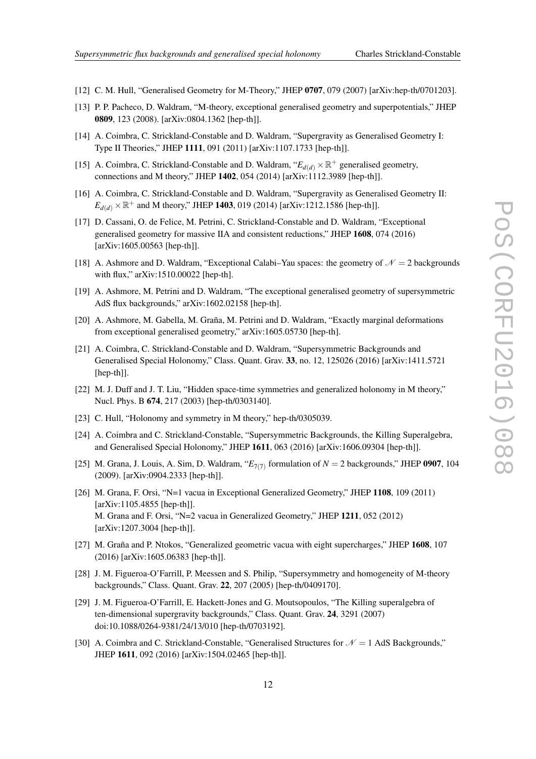[12] C. M. Hull, "Generalised Geometry for M-Theory," JHEP **0707**, 079 (2007) [arXiv:hep-th/0701203].

[13] P. P. Pacheco, D. Waldram, "M-theory, exceptional generalised geometry and superpotentials," JHEP **0809**, 123 (2008). [arXiv:0804.1362 [hep-th]].

[14] A. Coimbra, C. Strickland-Constable and D. Waldram, "Supergravity as Generalised Geometry I: Type II Theories," JHEP **1111**, 091 (2011) [arXiv:1107.1733 [hep-th]].

[15] A. Coimbra, C. Strickland-Constable and D. Waldram, "$E_{d(d)} \times \mathbb{R}^+$ generalised geometry, connections and M theory," JHEP **1402**, 054 (2014) [arXiv:1112.3989 [hep-th]].

[16] A. Coimbra, C. Strickland-Constable and D. Waldram, "Supergravity as Generalised Geometry II: $E_{d(d)} \times \mathbb{R}^+$ and M theory," JHEP **1403**, 019 (2014) [arXiv:1212.1586 [hep-th]].

[17] D. Cassani, O. de Felice, M. Petrini, C. Strickland-Constable and D. Waldram, "Exceptional generalised geometry for massive IIA and consistent reductions," JHEP **1608**, 074 (2016) [arXiv:1605.00563 [hep-th]].

[18] A. Ashmore and D. Waldram, "Exceptional Calabi–Yau spaces: the geometry of $\mathcal{N} = 2$ backgrounds with flux," arXiv:1510.00022 [hep-th].

[19] A. Ashmore, M. Petrini and D. Waldram, "The exceptional generalised geometry of supersymmetric AdS flux backgrounds," arXiv:1602.02158 [hep-th].

[20] A. Ashmore, M. Gabella, M. Graña, M. Petrini and D. Waldram, "Exactly marginal deformations from exceptional generalised geometry," arXiv:1605.05730 [hep-th].

[21] A. Coimbra, C. Strickland-Constable and D. Waldram, "Supersymmetric Backgrounds and Generalised Special Holonomy," Class. Quant. Grav. **33**, no. 12, 125026 (2016) [arXiv:1411.5721 [hep-th]].

[22] M. J. Duff and J. T. Liu, "Hidden space-time symmetries and generalized holonomy in M theory," Nucl. Phys. B **674**, 217 (2003) [hep-th/0303140].

[23] C. Hull, "Holonomy and symmetry in M theory," hep-th/0305039.

[24] A. Coimbra and C. Strickland-Constable, "Supersymmetric Backgrounds, the Killing Superalgebra, and Generalised Special Holonomy," JHEP **1611**, 063 (2016) [arXiv:1606.09304 [hep-th]].

[25] M. Grana, J. Louis, A. Sim, D. Waldram, "$E_{7(7)}$ formulation of $N = 2$ backgrounds," JHEP **0907**, 104 (2009). [arXiv:0904.2333 [hep-th]].

[26] M. Grana, F. Orsi, "N=1 vacua in Exceptional Generalized Geometry," JHEP **1108**, 109 (2011) [arXiv:1105.4855 [hep-th]].
M. Grana and F. Orsi, "N=2 vacua in Generalized Geometry," JHEP **1211**, 052 (2012) [arXiv:1207.3004 [hep-th]].

[27] M. Graña and P. Ntokos, "Generalized geometric vacua with eight supercharges," JHEP **1608**, 107 (2016) [arXiv:1605.06383 [hep-th]].

[28] J. M. Figueroa-O'Farrill, P. Meessen and S. Philip, "Supersymmetry and homogeneity of M-theory backgrounds," Class. Quant. Grav. **22**, 207 (2005) [hep-th/0409170].

[29] J. M. Figueroa-O'Farrill, E. Hackett-Jones and G. Moutsopoulos, "The Killing superalgebra of ten-dimensional supergravity backgrounds," Class. Quant. Grav. **24**, 3291 (2007) doi:10.1088/0264-9381/24/13/010 [hep-th/0703192].

[30] A. Coimbra and C. Strickland-Constable, "Generalised Structures for $\mathcal{N} = 1$ AdS Backgrounds," JHEP **1611**, 092 (2016) [arXiv:1504.02465 [hep-th]].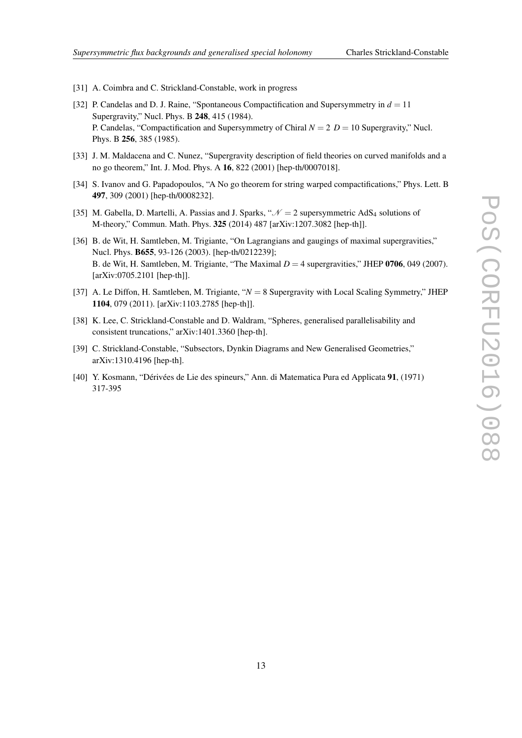[31] A. Coimbra and C. Strickland-Constable, work in progress

[32] P. Candelas and D. J. Raine, "Spontaneous Compactification and Supersymmetry in $d = 11$ Supergravity," Nucl. Phys. B **248**, 415 (1984).
P. Candelas, "Compactification and Supersymmetry of Chiral $N = 2$ $D = 10$ Supergravity," Nucl. Phys. B **256**, 385 (1985).

[33] J. M. Maldacena and C. Nunez, "Supergravity description of field theories on curved manifolds and a no go theorem," Int. J. Mod. Phys. A **16**, 822 (2001) [hep-th/0007018].

[34] S. Ivanov and G. Papadopoulos, "A No go theorem for string warped compactifications," Phys. Lett. B **497**, 309 (2001) [hep-th/0008232].

[35] M. Gabella, D. Martelli, A. Passias and J. Sparks, "$\mathcal{N} = 2$ supersymmetric $\mathrm{AdS}_4$ solutions of M-theory," Commun. Math. Phys. **325** (2014) 487 [arXiv:1207.3082 [hep-th]].

[36] B. de Wit, H. Samtleben, M. Trigiante, "On Lagrangians and gaugings of maximal supergravities," Nucl. Phys. **B655**, 93-126 (2003). [hep-th/0212239];
B. de Wit, H. Samtleben, M. Trigiante, "The Maximal $D = 4$ supergravities," JHEP **0706**, 049 (2007). [arXiv:0705.2101 [hep-th]].

[37] A. Le Diffon, H. Samtleben, M. Trigiante, "$N = 8$ Supergravity with Local Scaling Symmetry," JHEP **1104**, 079 (2011). [arXiv:1103.2785 [hep-th]].

[38] K. Lee, C. Strickland-Constable and D. Waldram, "Spheres, generalised parallelisability and consistent truncations," arXiv:1401.3360 [hep-th].

[39] C. Strickland-Constable, "Subsectors, Dynkin Diagrams and New Generalised Geometries," arXiv:1310.4196 [hep-th].

[40] Y. Kosmann, "Dérivées de Lie des spineurs," Ann. di Matematica Pura ed Applicata **91**, (1971) 317-395